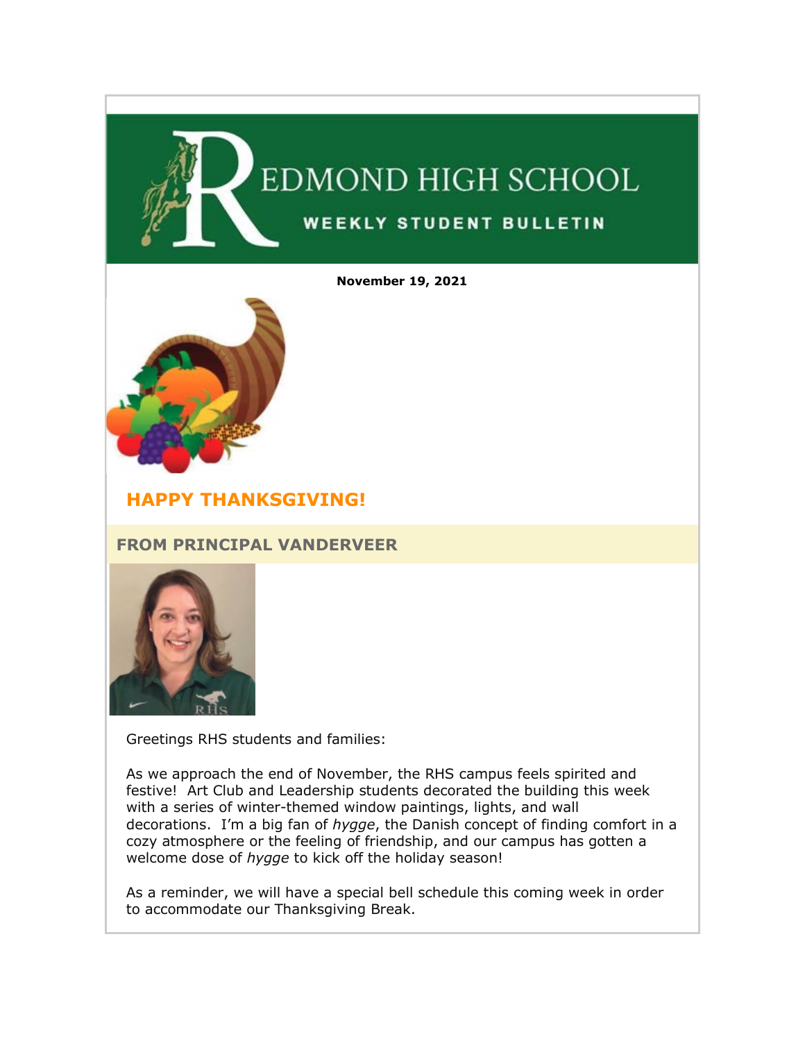# REDMOND HIGH SCHOOL

**WEEKLY STUDENT BULLETIN**

**November 19, 2021**

## HAPPY THANKSGIVING!

## FROM PRINCIPAL VANDERVEER

Greetings RHS students and families:

As we approach the end of November, the RHS campus feels spirited and festive! Art Club and Leadership students decorated the building this week with a series of winter-themed window paintings, lights, and wall decorations. I'm a big fan of *hygge*, the Danish concept of finding comfort in a cozy atmosphere or the feeling of friendship, and our campus has gotten a welcome dose of *hygge* to kick off the holiday season!

As a reminder, we will have a special bell schedule this coming week in order to accommodate our Thanksgiving Break.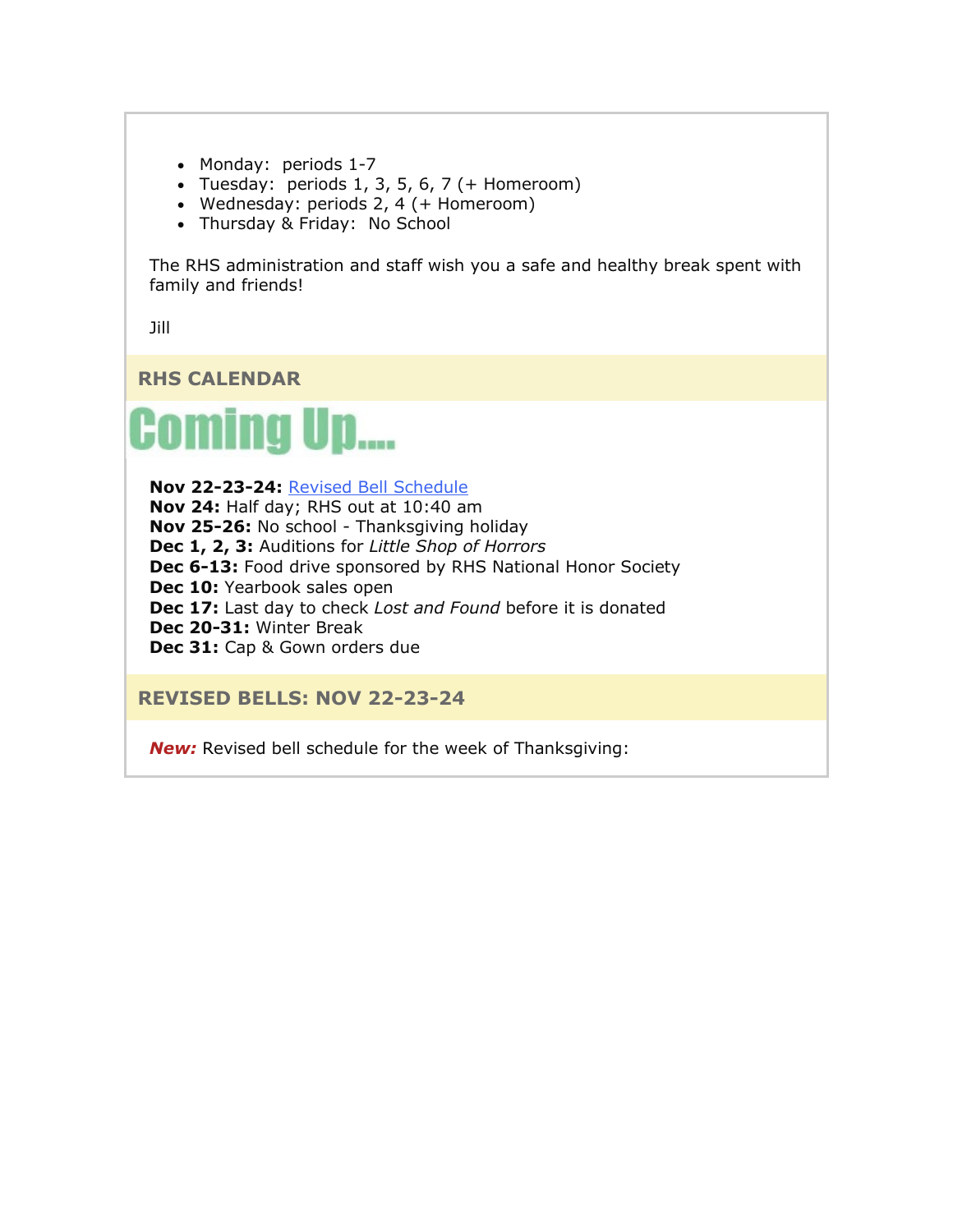- Monday:  periods 1-7
- Tuesday:  periods 1, 3, 5, 6, 7 (+ Homeroom)
- Wednesday: periods 2, 4 (+ Homeroom)
- Thursday & Friday:  No School

The RHS administration and staff wish you a safe and healthy break spent with family and friends!

Jill

## RHS CALENDAR

# Coming Up....

**Nov 22-23-24:** Revised Bell Schedule
**Nov 24:** Half day; RHS out at 10:40 am
**Nov 25-26:** No school - Thanksgiving holiday
**Dec 1, 2, 3:** Auditions for *Little Shop of Horrors*
**Dec 6-13:** Food drive sponsored by RHS National Honor Society
**Dec 10:** Yearbook sales open
**Dec 17:** Last day to check *Lost and Found* before it is donated
**Dec 20-31:** Winter Break
**Dec 31:** Cap & Gown orders due

## REVISED BELLS: NOV 22-23-24

***New:*** Revised bell schedule for the week of Thanksgiving: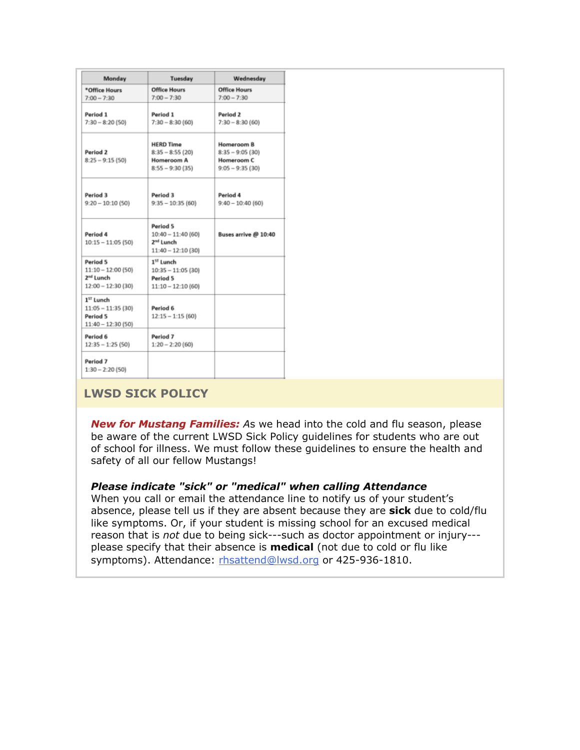| Monday | Tuesday | Wednesday |
|---|---|---|
| *Office Hours<br>7:00 – 7:30 | Office Hours<br>7:00 – 7:30 | Office Hours<br>7:00 – 7:30 |
| Period 1<br>7:30 – 8:20 (50) | Period 1<br>7:30 – 8:30 (60) | Period 2<br>7:30 – 8:30 (60) |
| Period 2<br>8:25 – 9:15 (50) | HERD Time<br>8:35 – 8:55 (20)<br>Homeroom A<br>8:55 – 9:30 (35) | Homeroom B<br>8:35 – 9:05 (30)<br>Homeroom C<br>9:05 – 9:35 (30) |
| Period 3<br>9:20 – 10:10 (50) | Period 3<br>9:35 – 10:35 (60) | Period 4<br>9:40 – 10:40 (60) |
| Period 4<br>10:15 – 11:05 (50) | Period 5<br>10:40 – 11:40 (60)<br>2nd Lunch<br>11:40 – 12:10 (30) | Buses arrive @ 10:40 |
| Period 5<br>11:10 – 12:00 (50)<br>2nd Lunch<br>12:00 – 12:30 (30) | 1ST Lunch<br>10:35 – 11:05 (30)<br>Period 5<br>11:10 – 12:10 (60) | |
| 1ST Lunch<br>11:05 – 11:35 (30)<br>Period 5<br>11:40 – 12:30 (50) | Period 6<br>12:15 – 1:15 (60) | |
| Period 6<br>12:35 – 1:25 (50) | Period 7<br>1:20 – 2:20 (60) | |
| Period 7<br>1:30 – 2:20 (50) | | |

## LWSD SICK POLICY

***New for Mustang Families:*** As we head into the cold and flu season, please be aware of the current LWSD Sick Policy guidelines for students who are out of school for illness. We must follow these guidelines to ensure the health and safety of all our fellow Mustangs!

***Please indicate "sick" or "medical" when calling Attendance***

When you call or email the attendance line to notify us of your student's absence, please tell us if they are absent because they are **sick** due to cold/flu like symptoms. Or, if your student is missing school for an excused medical reason that is *not* due to being sick---such as doctor appointment or injury---please specify that their absence is **medical** (not due to cold or flu like symptoms). Attendance: rhsattend@lwsd.org or 425-936-1810.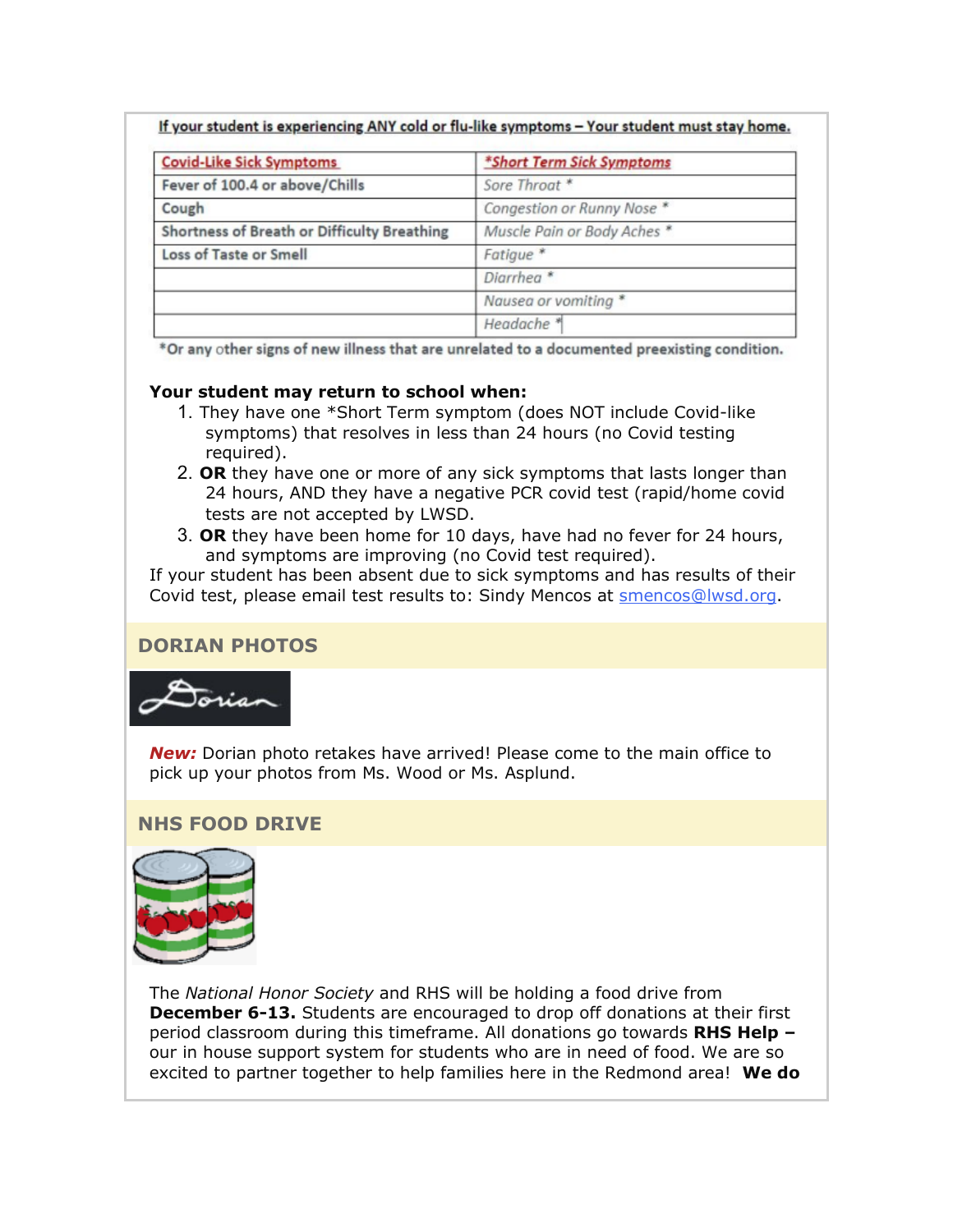**If your student is experiencing ANY cold or flu-like symptoms – Your student must stay home.**

| Covid-Like Sick Symptoms | *Short Term Sick Symptoms |
| --- | --- |
| Fever of 100.4 or above/Chills | *Sore Throat* * |
| Cough | *Congestion or Runny Nose* * |
| Shortness of Breath or Difficulty Breathing | *Muscle Pain or Body Aches* * |
| Loss of Taste or Smell | *Fatigue* * |
| | *Diarrhea* * |
| | *Nausea or vomiting* * |
| | *Headache* * |

*Or any other signs of new illness that are unrelated to a documented preexisting condition.

**Your student may return to school when:**

1. They have one *Short Term symptom (does NOT include Covid-like symptoms) that resolves in less than 24 hours (no Covid testing required).
2. **OR** they have one or more of any sick symptoms that lasts longer than 24 hours, AND they have a negative PCR covid test (rapid/home covid tests are not accepted by LWSD.
3. **OR** they have been home for 10 days, have had no fever for 24 hours, and symptoms are improving (no Covid test required).

If your student has been absent due to sick symptoms and has results of their Covid test, please email test results to: Sindy Mencos at smencos@lwsd.org.

## DORIAN PHOTOS

***New:*** Dorian photo retakes have arrived! Please come to the main office to pick up your photos from Ms. Wood or Ms. Asplund.

## NHS FOOD DRIVE

The *National Honor Society* and RHS will be holding a food drive from **December 6-13.** Students are encouraged to drop off donations at their first period classroom during this timeframe. All donations go towards **RHS Help –** our in house support system for students who are in need of food. We are so excited to partner together to help families here in the Redmond area! **We do**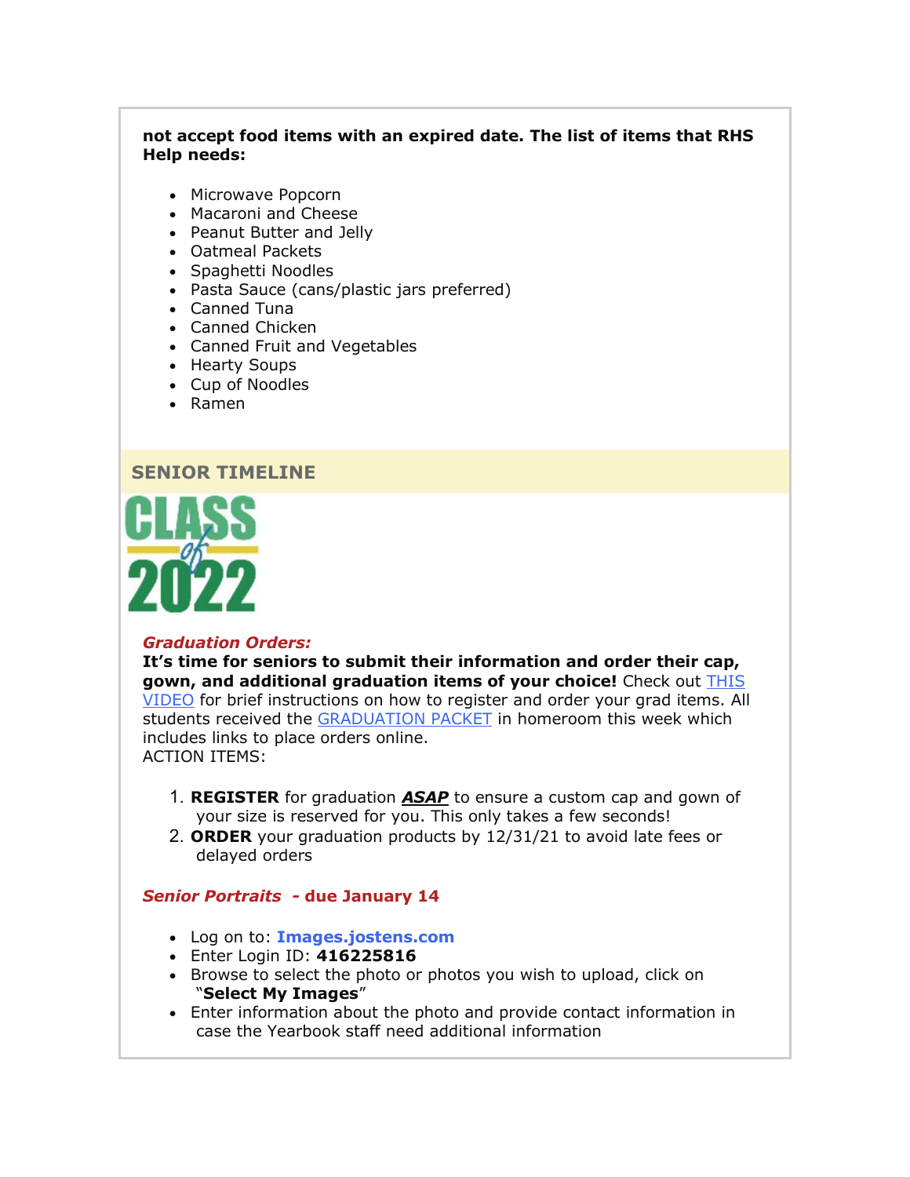**not accept food items with an expired date. The list of items that RHS Help needs:**

- Microwave Popcorn
- Macaroni and Cheese
- Peanut Butter and Jelly
- Oatmeal Packets
- Spaghetti Noodles
- Pasta Sauce (cans/plastic jars preferred)
- Canned Tuna
- Canned Chicken
- Canned Fruit and Vegetables
- Hearty Soups
- Cup of Noodles
- Ramen

## SENIOR TIMELINE

CLASS of 2022

***Graduation Orders:***

**It's time for seniors to submit their information and order their cap, gown, and additional graduation items of your choice!** Check out THIS VIDEO for brief instructions on how to register and order your grad items. All students received the GRADUATION PACKET in homeroom this week which includes links to place orders online.

ACTION ITEMS:

1. **REGISTER** for graduation ***ASAP*** to ensure a custom cap and gown of your size is reserved for you. This only takes a few seconds!
2. **ORDER** your graduation products by 12/31/21 to avoid late fees or delayed orders

***Senior Portraits*** **- due January 14**

- Log on to: **Images.jostens.com**
- Enter Login ID: **416225816**
- Browse to select the photo or photos you wish to upload, click on "**Select My Images**"
- Enter information about the photo and provide contact information in case the Yearbook staff need additional information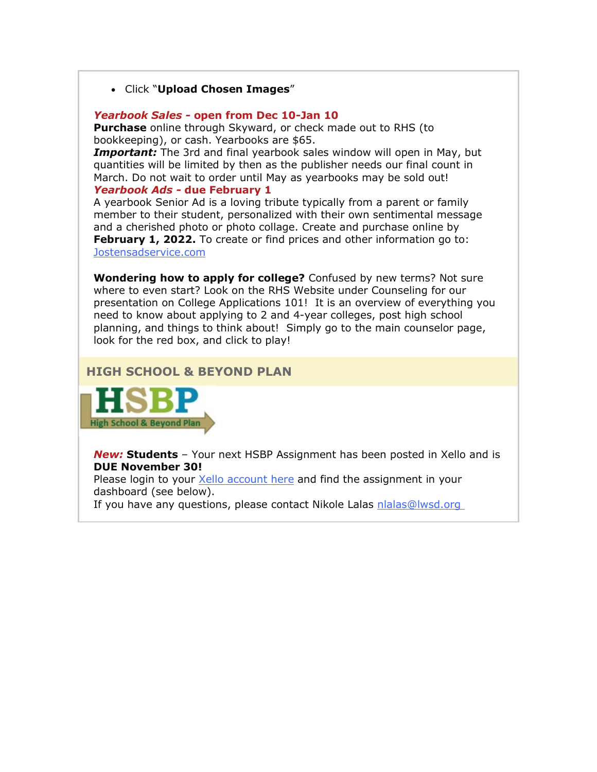- Click "**Upload Chosen Images**"

***Yearbook Sales* - open from Dec 10-Jan 10**

**Purchase** online through Skyward, or check made out to RHS (to bookkeeping), or cash. Yearbooks are $65.

***Important:*** The 3rd and final yearbook sales window will open in May, but quantities will be limited by then as the publisher needs our final count in March. Do not wait to order until May as yearbooks may be sold out!

***Yearbook Ads* - due February 1**

A yearbook Senior Ad is a loving tribute typically from a parent or family member to their student, personalized with their own sentimental message and a cherished photo or photo collage. Create and purchase online by **February 1, 2022.** To create or find prices and other information go to: Jostensadservice.com

**Wondering how to apply for college?** Confused by new terms? Not sure where to even start? Look on the RHS Website under Counseling for our presentation on College Applications 101! It is an overview of everything you need to know about applying to 2 and 4-year colleges, post high school planning, and things to think about! Simply go to the main counselor page, look for the red box, and click to play!

## HIGH SCHOOL & BEYOND PLAN

HSBP
High School & Beyond Plan

***New:*** **Students** – Your next HSBP Assignment has been posted in Xello and is **DUE November 30!**

Please login to your Xello account here and find the assignment in your dashboard (see below).

If you have any questions, please contact Nikole Lalas nlalas@lwsd.org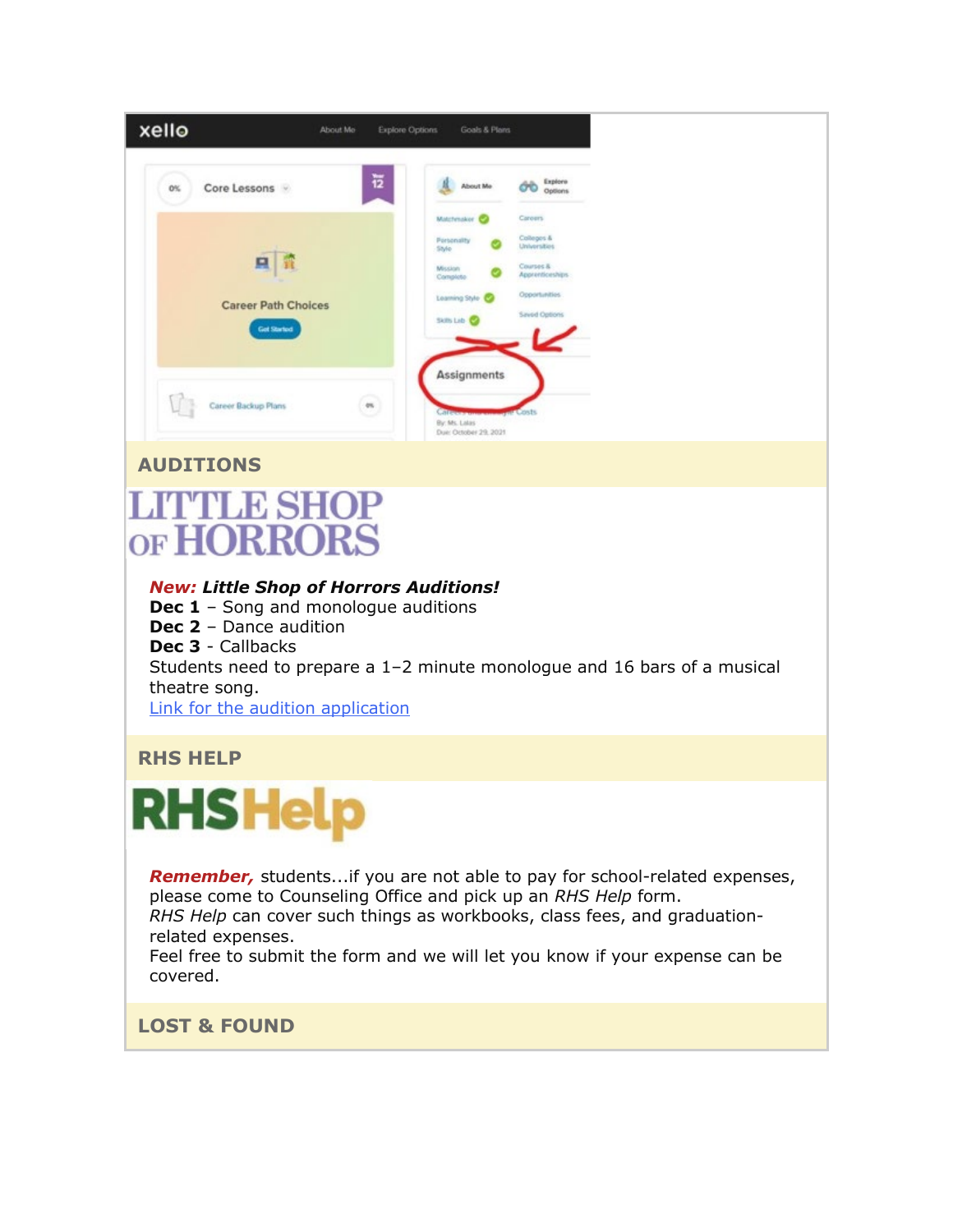## AUDITIONS

LITTLE SHOP OF HORRORS

***New:*** ***Little Shop of Horrors Auditions!***
**Dec 1** – Song and monologue auditions
**Dec 2** – Dance audition
**Dec 3** - Callbacks
Students need to prepare a 1–2 minute monologue and 16 bars of a musical theatre song.
Link for the audition application

## RHS HELP

RHSHelp

***Remember,*** students...if you are not able to pay for school-related expenses, please come to Counseling Office and pick up an *RHS Help* form.
*RHS Help* can cover such things as workbooks, class fees, and graduation-related expenses.
Feel free to submit the form and we will let you know if your expense can be covered.

## LOST & FOUND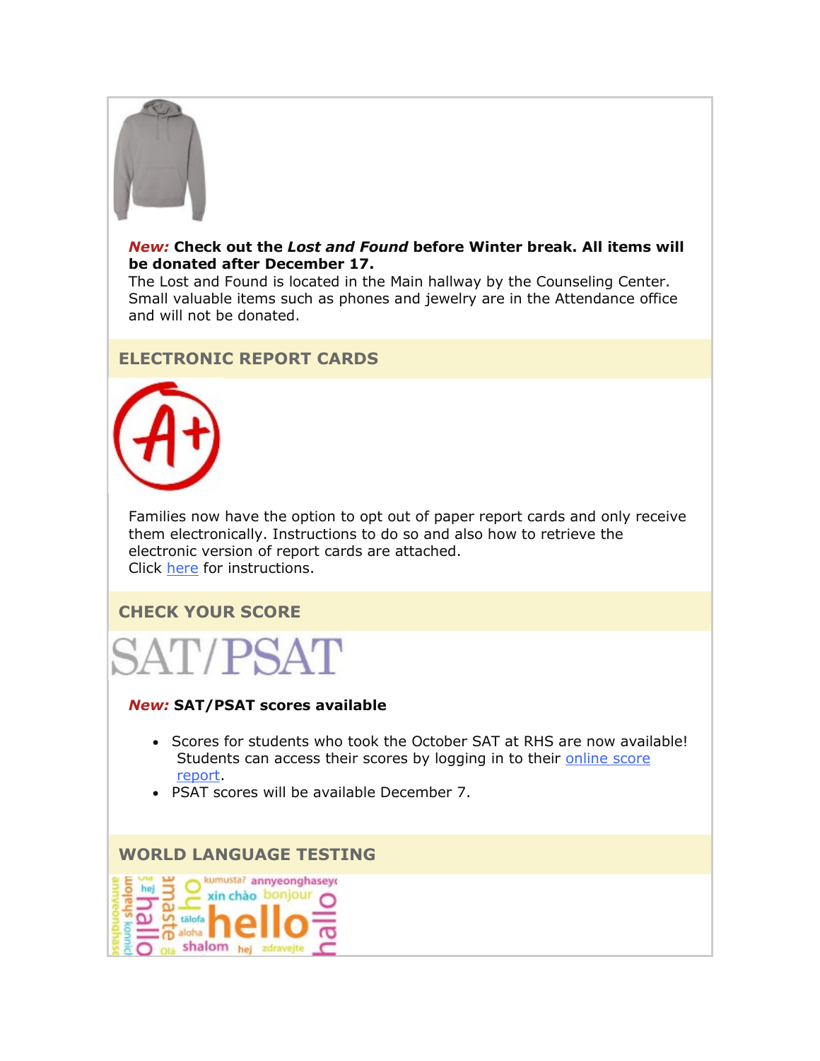***New:*** **Check out the *Lost and Found* before Winter break. All items will be donated after December 17.**
The Lost and Found is located in the Main hallway by the Counseling Center. Small valuable items such as phones and jewelry are in the Attendance office and will not be donated.

## ELECTRONIC REPORT CARDS

Families now have the option to opt out of paper report cards and only receive them electronically. Instructions to do so and also how to retrieve the electronic version of report cards are attached.
Click here for instructions.

## CHECK YOUR SCORE

***New:*** **SAT/PSAT scores available**

- Scores for students who took the October SAT at RHS are now available! Students can access their scores by logging in to their online score report.
- PSAT scores will be available December 7.

## WORLD LANGUAGE TESTING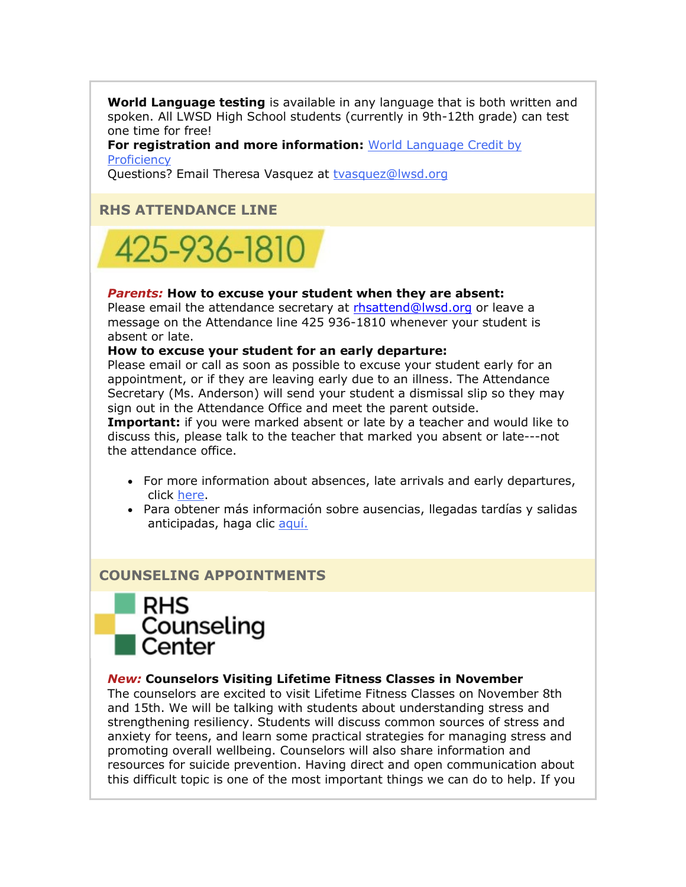**World Language testing** is available in any language that is both written and spoken. All LWSD High School students (currently in 9th-12th grade) can test one time for free!
**For registration and more information:** World Language Credit by Proficiency
Questions? Email Theresa Vasquez at tvasquez@lwsd.org

## RHS ATTENDANCE LINE

425-936-1810

***Parents:*** **How to excuse your student when they are absent:**
Please email the attendance secretary at rhsattend@lwsd.org or leave a message on the Attendance line 425 936-1810 whenever your student is absent or late.
**How to excuse your student for an early departure:**
Please email or call as soon as possible to excuse your student early for an appointment, or if they are leaving early due to an illness. The Attendance Secretary (Ms. Anderson) will send your student a dismissal slip so they may sign out in the Attendance Office and meet the parent outside.
**Important:** if you were marked absent or late by a teacher and would like to discuss this, please talk to the teacher that marked you absent or late---not the attendance office.

- For more information about absences, late arrivals and early departures, click here.
- Para obtener más información sobre ausencias, llegadas tardías y salidas anticipadas, haga clic aquí.

## COUNSELING APPOINTMENTS

RHS Counseling Center

***New:*** **Counselors Visiting Lifetime Fitness Classes in November**
The counselors are excited to visit Lifetime Fitness Classes on November 8th and 15th. We will be talking with students about understanding stress and strengthening resiliency. Students will discuss common sources of stress and anxiety for teens, and learn some practical strategies for managing stress and promoting overall wellbeing. Counselors will also share information and resources for suicide prevention. Having direct and open communication about this difficult topic is one of the most important things we can do to help. If you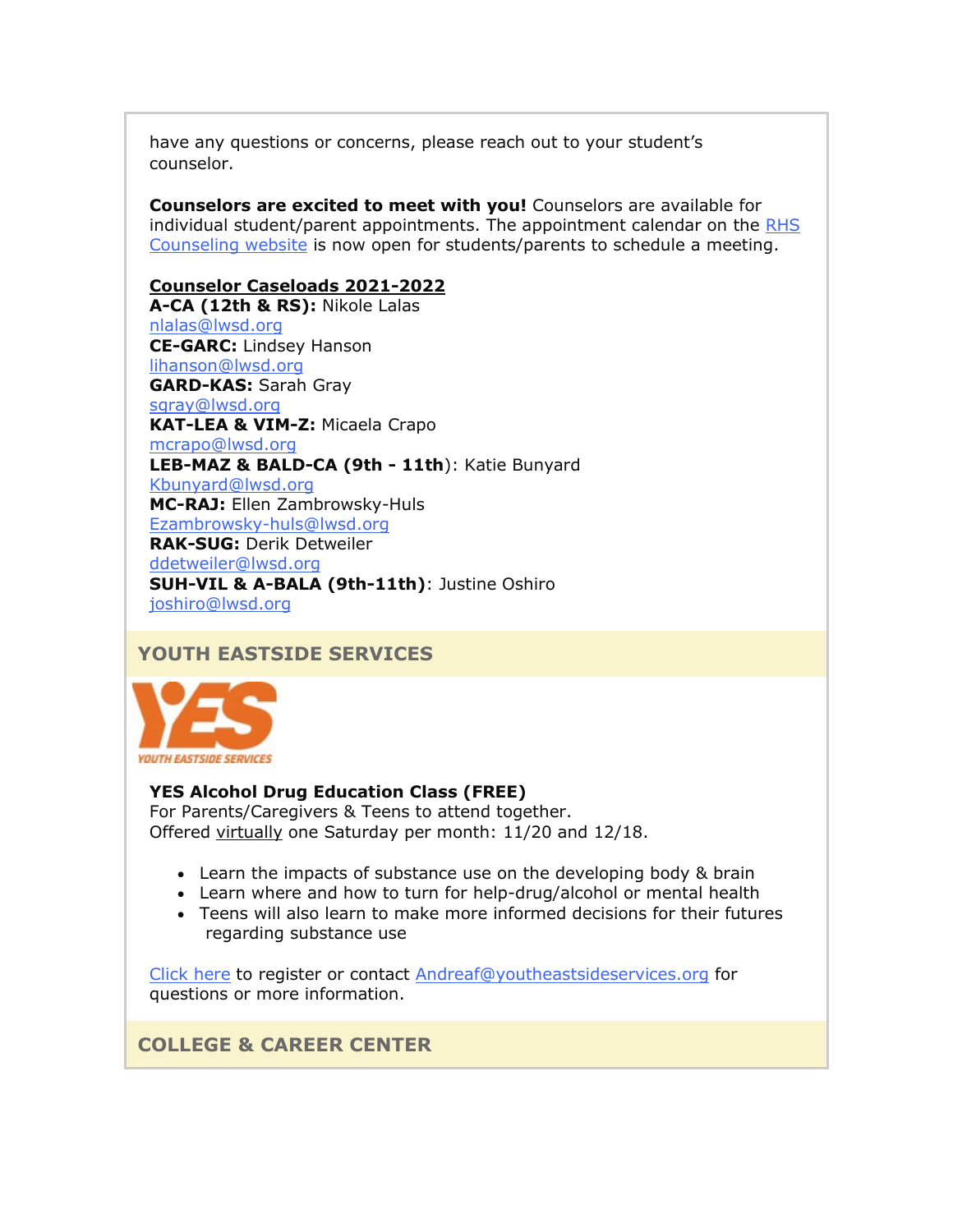have any questions or concerns, please reach out to your student's counselor.

**Counselors are excited to meet with you!** Counselors are available for individual student/parent appointments. The appointment calendar on the RHS Counseling website is now open for students/parents to schedule a meeting.

**Counselor Caseloads 2021-2022**
**A-CA (12th & RS):** Nikole Lalas
nlalas@lwsd.org
**CE-GARC:** Lindsey Hanson
lihanson@lwsd.org
**GARD-KAS:** Sarah Gray
sgray@lwsd.org
**KAT-LEA & VIM-Z:** Micaela Crapo
mcrapo@lwsd.org
**LEB-MAZ & BALD-CA (9th - 11th)**: Katie Bunyard
Kbunyard@lwsd.org
**MC-RAJ:** Ellen Zambrowsky-Huls
Ezambrowsky-huls@lwsd.org
**RAK-SUG:** Derik Detweiler
ddetweiler@lwsd.org
**SUH-VIL & A-BALA (9th-11th)**: Justine Oshiro
joshiro@lwsd.org

## YOUTH EASTSIDE SERVICES

YES
YOUTH EASTSIDE SERVICES

**YES Alcohol Drug Education Class (FREE)**
For Parents/Caregivers & Teens to attend together.
Offered virtually one Saturday per month: 11/20 and 12/18.

- Learn the impacts of substance use on the developing body & brain
- Learn where and how to turn for help-drug/alcohol or mental health
- Teens will also learn to make more informed decisions for their futures regarding substance use

Click here to register or contact Andreaf@youtheastsideservices.org for questions or more information.

## COLLEGE & CAREER CENTER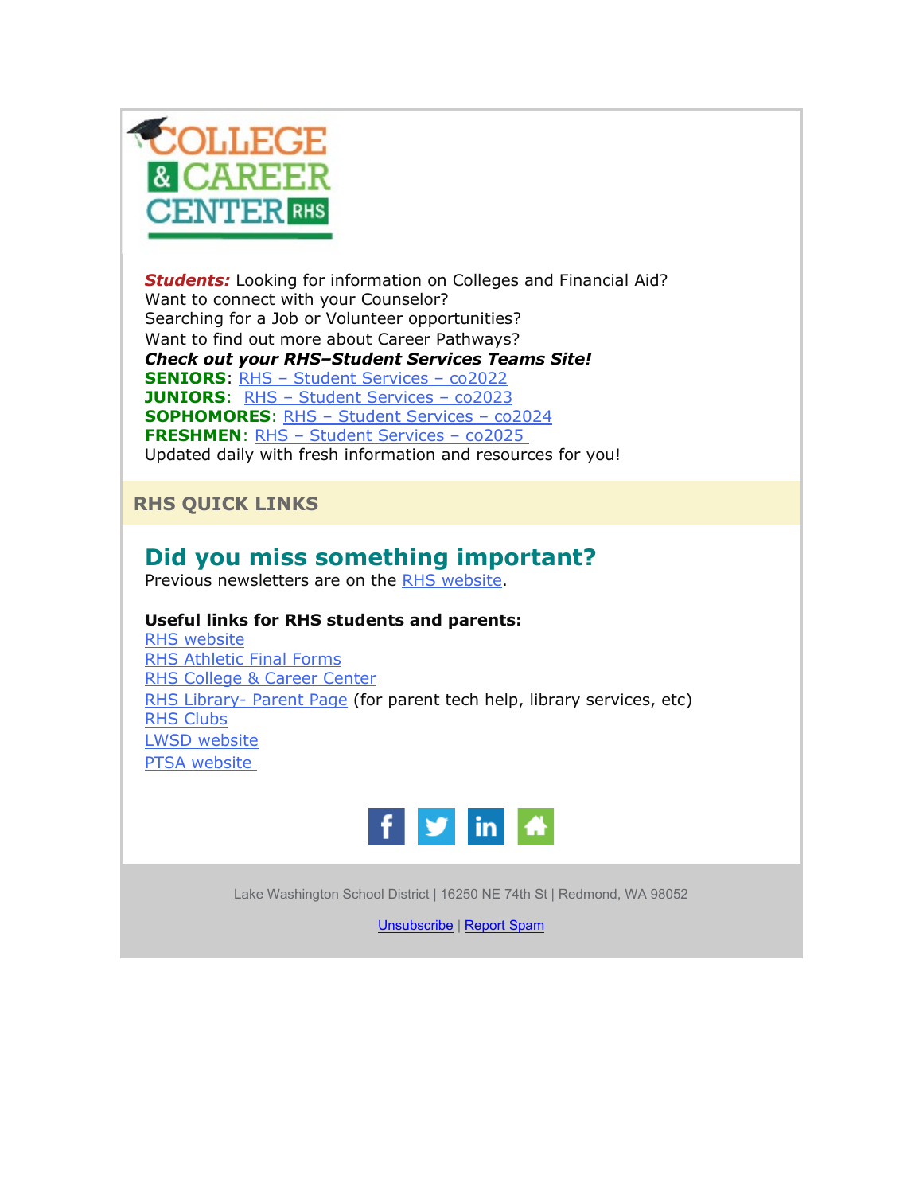COLLEGE & CAREER CENTER RHS

***Students:*** Looking for information on Colleges and Financial Aid?
Want to connect with your Counselor?
Searching for a Job or Volunteer opportunities?
Want to find out more about Career Pathways?
***Check out your RHS–Student Services Teams Site!***
**SENIORS**: RHS – Student Services – co2022
**JUNIORS**: RHS – Student Services – co2023
**SOPHOMORES**: RHS – Student Services – co2024
**FRESHMEN**: RHS – Student Services – co2025
Updated daily with fresh information and resources for you!

## RHS QUICK LINKS

## Did you miss something important?

Previous newsletters are on the RHS website.

**Useful links for RHS students and parents:**
RHS website
RHS Athletic Final Forms
RHS College & Career Center
RHS Library- Parent Page (for parent tech help, library services, etc)
RHS Clubs
LWSD website
PTSA website

Lake Washington School District | 16250 NE 74th St | Redmond, WA 98052

Unsubscribe | Report Spam